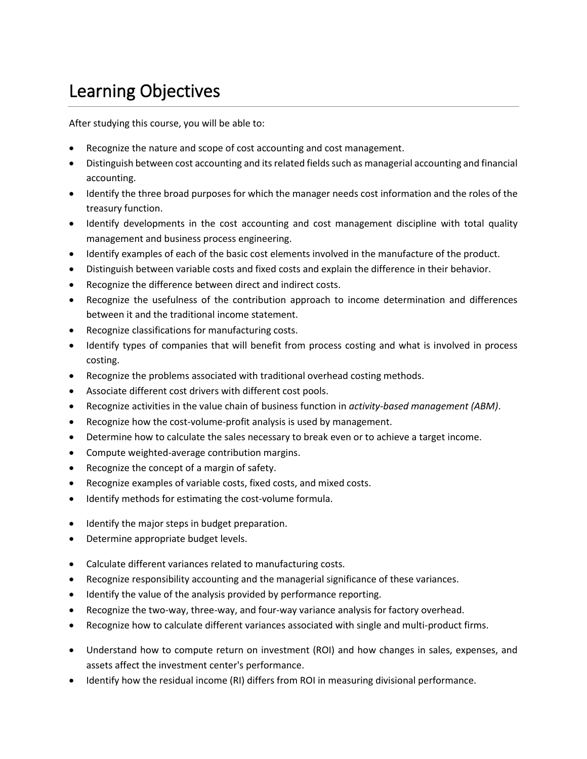# Learning Objectives

After studying this course, you will be able to:

- Recognize the nature and scope of cost accounting and cost management.
- Distinguish between cost accounting and its related fields such as managerial accounting and financial accounting.
- Identify the three broad purposes for which the manager needs cost information and the roles of the treasury function.
- Identify developments in the cost accounting and cost management discipline with total quality management and business process engineering.
- Identify examples of each of the basic cost elements involved in the manufacture of the product.
- Distinguish between variable costs and fixed costs and explain the difference in their behavior.
- Recognize the difference between direct and indirect costs.
- Recognize the usefulness of the contribution approach to income determination and differences between it and the traditional income statement.
- Recognize classifications for manufacturing costs.
- Identify types of companies that will benefit from process costing and what is involved in process costing.
- Recognize the problems associated with traditional overhead costing methods.
- Associate different cost drivers with different cost pools.
- Recognize activities in the value chain of business function in *activity-based management (ABM)*.
- Recognize how the cost-volume-profit analysis is used by management.
- Determine how to calculate the sales necessary to break even or to achieve a target income.
- Compute weighted-average contribution margins.
- Recognize the concept of a margin of safety.
- Recognize examples of variable costs, fixed costs, and mixed costs.
- Identify methods for estimating the cost-volume formula.

- Identify the major steps in budget preparation.
- Determine appropriate budget levels.

- Calculate different variances related to manufacturing costs.
- Recognize responsibility accounting and the managerial significance of these variances.
- Identify the value of the analysis provided by performance reporting.
- Recognize the two-way, three-way, and four-way variance analysis for factory overhead.
- Recognize how to calculate different variances associated with single and multi-product firms.

- Understand how to compute return on investment (ROI) and how changes in sales, expenses, and assets affect the investment center's performance.
- Identify how the residual income (RI) differs from ROI in measuring divisional performance.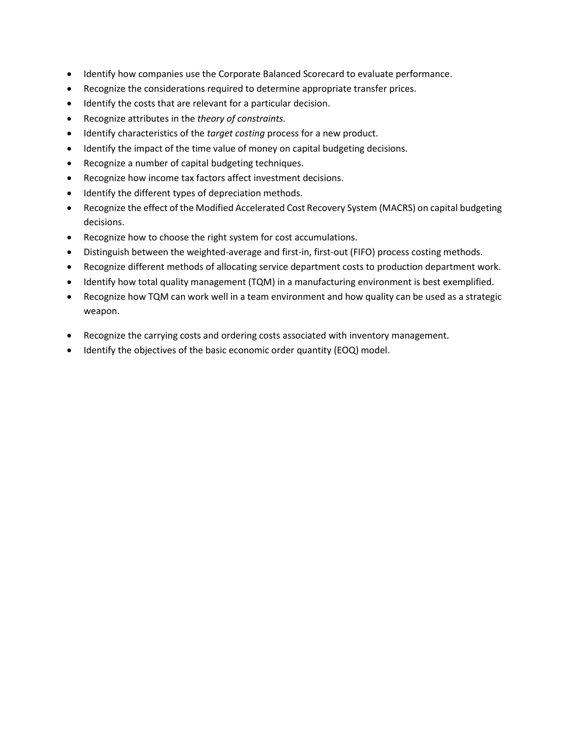- Identify how companies use the Corporate Balanced Scorecard to evaluate performance.
- Recognize the considerations required to determine appropriate transfer prices.
- Identify the costs that are relevant for a particular decision.
- Recognize attributes in the *theory of constraints.*
- Identify characteristics of the *target costing* process for a new product.
- Identify the impact of the time value of money on capital budgeting decisions.
- Recognize a number of capital budgeting techniques.
- Recognize how income tax factors affect investment decisions.
- Identify the different types of depreciation methods.
- Recognize the effect of the Modified Accelerated Cost Recovery System (MACRS) on capital budgeting decisions.
- Recognize how to choose the right system for cost accumulations.
- Distinguish between the weighted-average and first-in, first-out (FIFO) process costing methods.
- Recognize different methods of allocating service department costs to production department work.
- Identify how total quality management (TQM) in a manufacturing environment is best exemplified.
- Recognize how TQM can work well in a team environment and how quality can be used as a strategic weapon.
- Recognize the carrying costs and ordering costs associated with inventory management.
- Identify the objectives of the basic economic order quantity (EOQ) model.